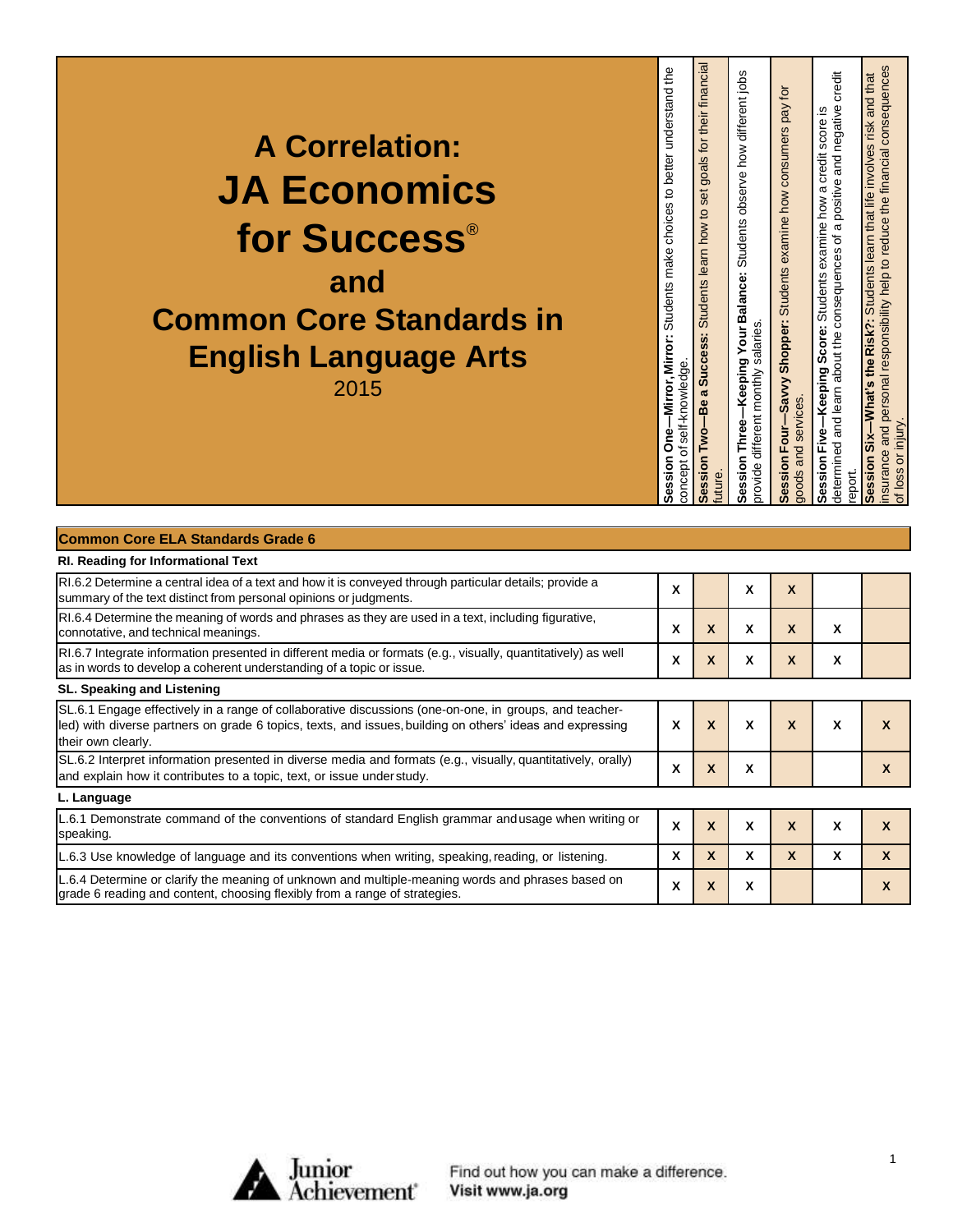# A Correlation: JA Economics for Success® and Common Core Standards in English Language Arts

2015

| Common Core ELA Standards Grade 6 | **Session One—Mirror, Mirror:** Students make choices to better understand the concept of self-knowledge. | **Session Two—Be a Success:** Students learn how to set goals for their financial future. | **Session Three—Keeping Your Balance:** Students observe how different jobs provide different monthly salaries. | **Session Four—Savvy Shopper:** Students examine how consumers pay for goods and services. | **Session Five—Keeping Score:** Students examine how a credit score is determined and learn about the consequences of a positive and negative credit report. | **Session Six—What's the Risk?:** Students learn that life involves risk and that insurance and personal responsibility help to reduce the financial consequences of loss or injury. |
|---|---|---|---|---|---|---|
| **RI. Reading for Informational Text** | | | | | | |
| RI.6.2 Determine a central idea of a text and how it is conveyed through particular details; provide a summary of the text distinct from personal opinions or judgments. | X | | X | X | | |
| RI.6.4 Determine the meaning of words and phrases as they are used in a text, including figurative, connotative, and technical meanings. | X | X | X | X | X | |
| RI.6.7 Integrate information presented in different media or formats (e.g., visually, quantitatively) as well as in words to develop a coherent understanding of a topic or issue. | X | X | X | X | X | |
| **SL. Speaking and Listening** | | | | | | |
| SL.6.1 Engage effectively in a range of collaborative discussions (one-on-one, in groups, and teacher-led) with diverse partners on grade 6 topics, texts, and issues, building on others' ideas and expressing their own clearly. | X | X | X | X | X | X |
| SL.6.2 Interpret information presented in diverse media and formats (e.g., visually, quantitatively, orally) and explain how it contributes to a topic, text, or issue under study. | X | X | X | | | X |
| **L. Language** | | | | | | |
| L.6.1 Demonstrate command of the conventions of standard English grammar and usage when writing or speaking. | X | X | X | X | X | X |
| L.6.3 Use knowledge of language and its conventions when writing, speaking, reading, or listening. | X | X | X | X | X | X |
| L.6.4 Determine or clarify the meaning of unknown and multiple-meaning words and phrases based on grade 6 reading and content, choosing flexibly from a range of strategies. | X | X | X | | | X |

Junior Achievement®

Find out how you can make a difference.
Visit www.ja.org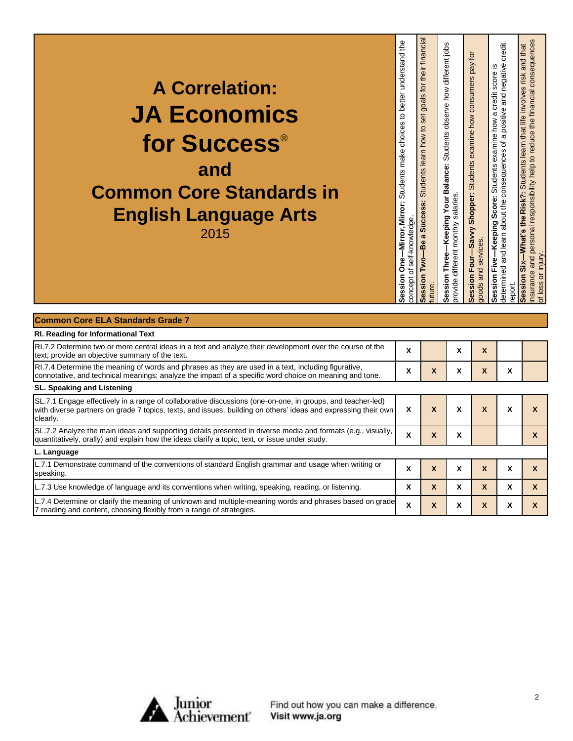# A Correlation: JA Economics for Success® and Common Core Standards in English Language Arts

2015

| Common Core ELA Standards Grade 7 | Session One—Mirror, Mirror: Students make choices to better understand the concept of self-knowledge. | Session Two—Be a Success: Students learn how to set goals for their financial future. | Session Three—Keeping Your Balance: Students observe how different jobs provide different monthly salaries. | Session Four—Savvy Shopper: Students examine how consumers pay for goods and services. | Session Five—Keeping Score: Students examine how a credit score is determined and learn about the consequences of a positive and negative credit report. | Session Six—What's the Risk?: Students learn that life involves risk and that insurance and personal responsibility help to reduce the financial consequences of loss or injury. |
|---|---|---|---|---|---|---|
| **RI. Reading for Informational Text** | | | | | | |
| RI.7.2 Determine two or more central ideas in a text and analyze their development over the course of the text; provide an objective summary of the text. | X | | X | X | | |
| RI.7.4 Determine the meaning of words and phrases as they are used in a text, including figurative, connotative, and technical meanings; analyze the impact of a specific word choice on meaning and tone. | X | X | X | X | X | |
| **SL. Speaking and Listening** | | | | | | |
| SL.7.1 Engage effectively in a range of collaborative discussions (one-on-one, in groups, and teacher-led) with diverse partners on grade 7 topics, texts, and issues, building on others' ideas and expressing their own clearly. | X | X | X | X | X | X |
| SL.7.2 Analyze the main ideas and supporting details presented in diverse media and formats (e.g., visually, quantitatively, orally) and explain how the ideas clarify a topic, text, or issue under study. | X | X | X | | | X |
| **L. Language** | | | | | | |
| L.7.1 Demonstrate command of the conventions of standard English grammar and usage when writing or speaking. | X | X | X | X | X | X |
| L.7.3 Use knowledge of language and its conventions when writing, speaking, reading, or listening. | X | X | X | X | X | X |
| L.7.4 Determine or clarify the meaning of unknown and multiple-meaning words and phrases based on grade 7 reading and content, choosing flexibly from a range of strategies. | X | X | X | X | X | X |

Junior Achievement®

Find out how you can make a difference.
Visit www.ja.org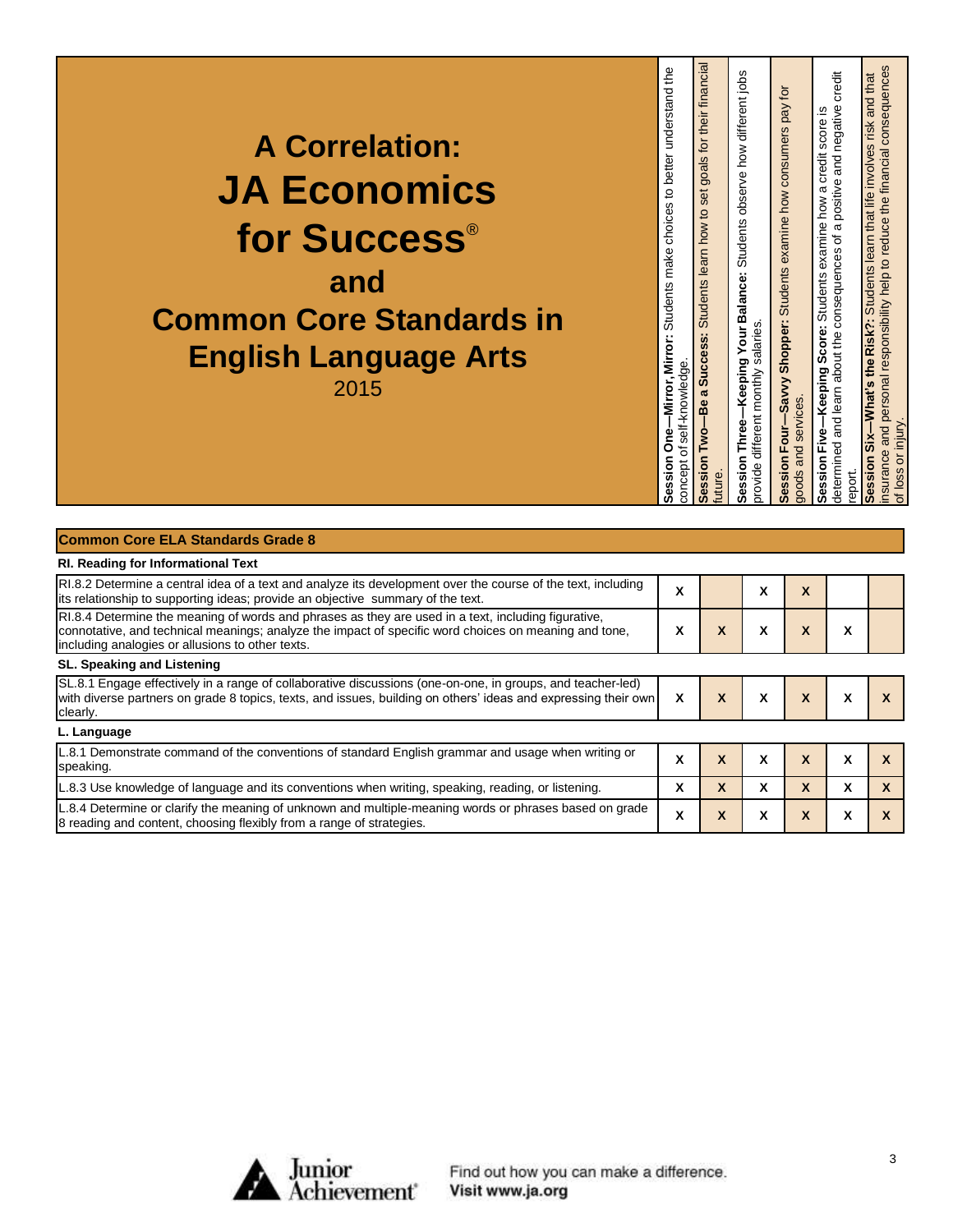# A Correlation: JA Economics for Success® and Common Core Standards in English Language Arts

2015

| Common Core ELA Standards Grade 8 | **Session One—Mirror, Mirror:** Students make choices to better understand the concept of self-knowledge. | **Session Two—Be a Success:** Students learn how to set goals for their financial future. | **Session Three—Keeping Your Balance:** Students observe how different jobs provide different monthly salaries. | **Session Four—Savvy Shopper:** Students examine how consumers pay for goods and services. | **Session Five—Keeping Score:** Students examine how a credit score is determined and learn about the consequences of a positive and negative credit report. | **Session Six—What's the Risk?:** Students learn that life involves risk and that insurance and personal responsibility help to reduce the financial consequences of loss or injury. |
|---|---|---|---|---|---|---|
| **RI. Reading for Informational Text** | | | | | | |
| RI.8.2 Determine a central idea of a text and analyze its development over the course of the text, including its relationship to supporting ideas; provide an objective summary of the text. | X | | X | X | | |
| RI.8.4 Determine the meaning of words and phrases as they are used in a text, including figurative, connotative, and technical meanings; analyze the impact of specific word choices on meaning and tone, including analogies or allusions to other texts. | X | X | X | X | X | |
| **SL. Speaking and Listening** | | | | | | |
| SL.8.1 Engage effectively in a range of collaborative discussions (one-on-one, in groups, and teacher-led) with diverse partners on grade 8 topics, texts, and issues, building on others' ideas and expressing their own clearly. | X | X | X | X | X | X |
| **L. Language** | | | | | | |
| L.8.1 Demonstrate command of the conventions of standard English grammar and usage when writing or speaking. | X | X | X | X | X | X |
| L.8.3 Use knowledge of language and its conventions when writing, speaking, reading, or listening. | X | X | X | X | X | X |
| L.8.4 Determine or clarify the meaning of unknown and multiple-meaning words or phrases based on grade 8 reading and content, choosing flexibly from a range of strategies. | X | X | X | X | X | X |

Junior Achievement

Find out how you can make a difference.
Visit www.ja.org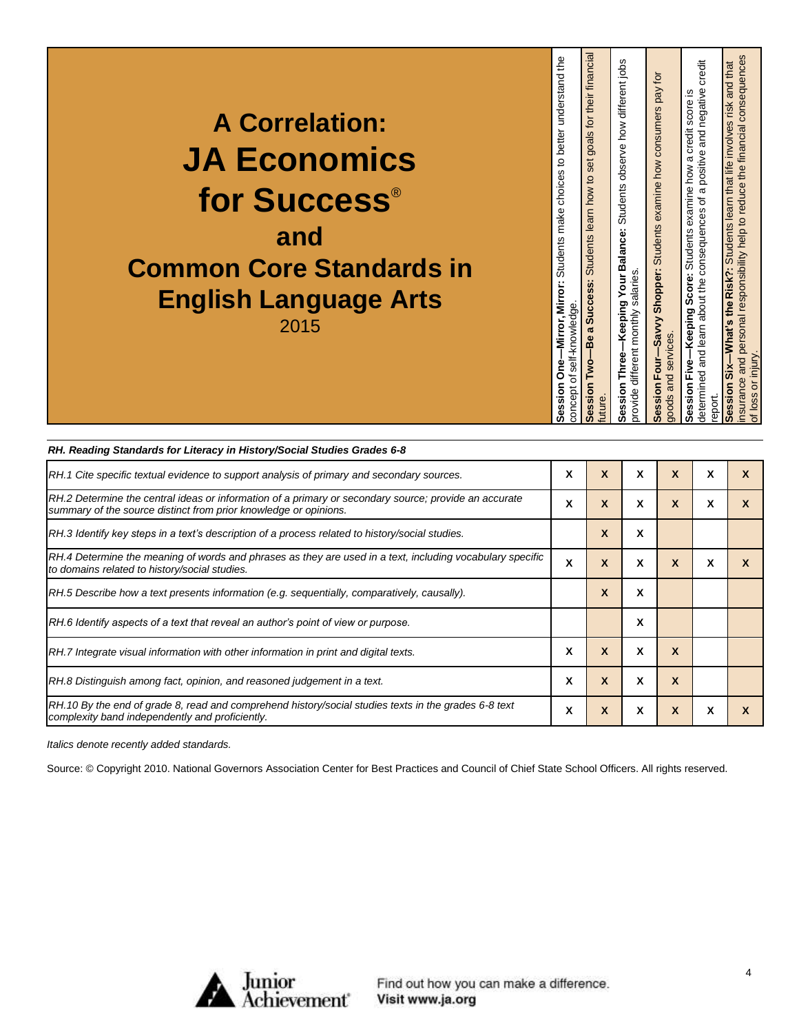# A Correlation: JA Economics for Success® and Common Core Standards in English Language Arts

2015

| RH. Reading Standards for Literacy in History/Social Studies Grades 6-8 | **Session One—Mirror, Mirror:** Students make choices to better understand the concept of self-knowledge. | **Session Two—Be a Success:** Students learn how to set goals for their financial future. | **Session Three—Keeping Your Balance:** Students observe how different jobs provide different monthly salaries. | **Session Four—Savvy Shopper:** Students examine how consumers pay for goods and services. | **Session Five—Keeping Score:** Students examine how a credit score is determined and learn about the consequences of a positive and negative credit report. | **Session Six—What's the Risk?:** Students learn that life involves risk and that insurance and personal responsibility help to reduce the financial consequences of loss or injury. |
|---|---|---|---|---|---|---|
| *RH.1 Cite specific textual evidence to support analysis of primary and secondary sources.* | X | X | X | X | X | X |
| *RH.2 Determine the central ideas or information of a primary or secondary source; provide an accurate summary of the source distinct from prior knowledge or opinions.* | X | X | X | X | X | X |
| *RH.3 Identify key steps in a text's description of a process related to history/social studies.* | | X | X | | | |
| *RH.4 Determine the meaning of words and phrases as they are used in a text, including vocabulary specific to domains related to history/social studies.* | X | X | X | X | X | X |
| *RH.5 Describe how a text presents information (e.g. sequentially, comparatively, causally).* | | X | X | | | |
| *RH.6 Identify aspects of a text that reveal an author's point of view or purpose.* | | | X | | | |
| *RH.7 Integrate visual information with other information in print and digital texts.* | X | X | X | X | | |
| *RH.8 Distinguish among fact, opinion, and reasoned judgement in a text.* | X | X | X | X | | |
| *RH.10 By the end of grade 8, read and comprehend history/social studies texts in the grades 6-8 text complexity band independently and proficiently.* | X | X | X | X | X | X |

*Italics denote recently added standards.*

Source: © Copyright 2010. National Governors Association Center for Best Practices and Council of Chief State School Officers. All rights reserved.

Junior Achievement®

Find out how you can make a difference.
**Visit www.ja.org**